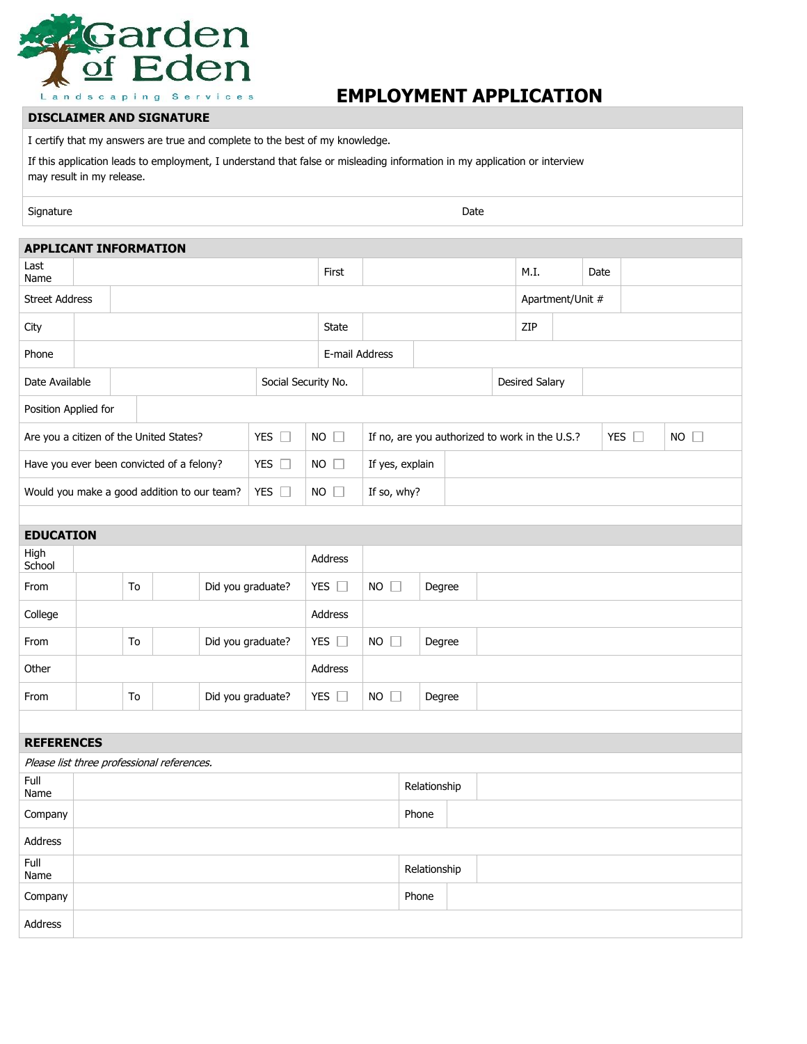Garden of Eden

Landscaping Services

# EMPLOYMENT APPLICATION

## DISCLAIMER AND SIGNATURE

I certify that my answers are true and complete to the best of my knowledge.

If this application leads to employment, I understand that false or misleading information in my application or interview may result in my release.

| Signature | | Date | |
|---|---|---|---|

## APPLICANT INFORMATION

| Last Name | | First | | M.I. | | Date | |
|---|---|---|---|---|---|---|---|
| Street Address | | | | Apartment/Unit # | | | |
| City | | State | | ZIP | | | |
| Phone | | E-mail Address | | | | | |
| Date Available | | Social Security No. | | Desired Salary | | | |
| Position Applied for | | | | | | | |

| Are you a citizen of the United States? | YES ☐ | NO ☐ | If no, are you authorized to work in the U.S.? | YES ☐ | NO ☐ |
|---|---|---|---|---|---|
| Have you ever been convicted of a felony? | YES ☐ | NO ☐ | If yes, explain | | |
| Would you make a good addition to our team? | YES ☐ | NO ☐ | If so, why? | | |

## EDUCATION

| High School | | | | Address | | | |
|---|---|---|---|---|---|---|---|
| From | | To | | Did you graduate? | YES ☐ | NO ☐ | Degree |
| College | | | | Address | | | |
| From | | To | | Did you graduate? | YES ☐ | NO ☐ | Degree |
| Other | | | | Address | | | |
| From | | To | | Did you graduate? | YES ☐ | NO ☐ | Degree |

## REFERENCES

*Please list three professional references.*

| Full Name | | Relationship | |
|---|---|---|---|
| Company | | Phone | |
| Address | | | |
| Full Name | | Relationship | |
| Company | | Phone | |
| Address | | | |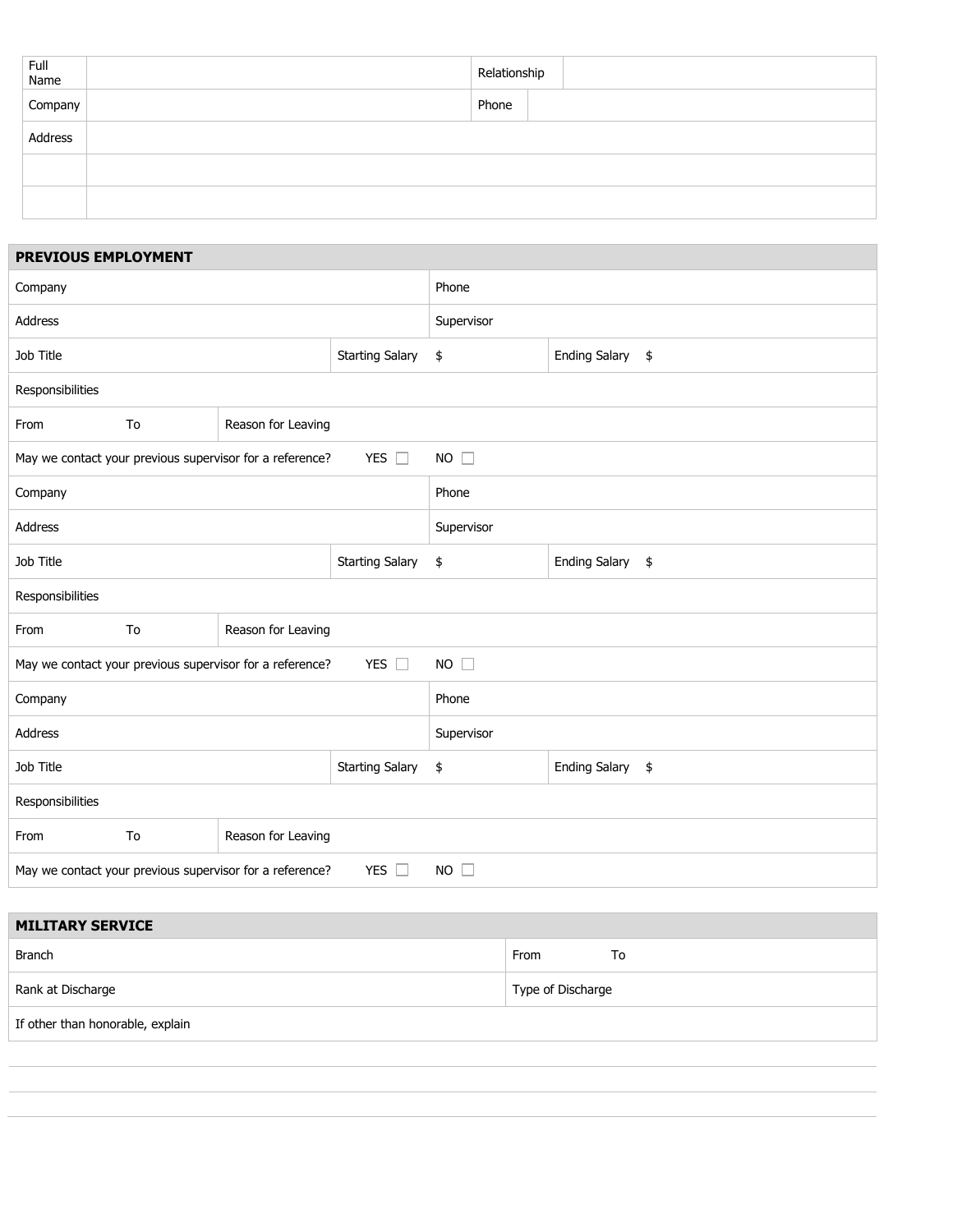| | | | |
|---|---|---|---|
| Full Name | | Relationship | |
| Company | | Phone | |
| Address | | | |
| | | | |
| | | | |

## PREVIOUS EMPLOYMENT

| | | | |
|---|---|---|---|
| Company | | Phone | |
| Address | | Supervisor | |
| Job Title | Starting Salary $ | Ending Salary $ | |
| Responsibilities | | | |
| From To | Reason for Leaving | | |
| May we contact your previous supervisor for a reference? YES ☐ NO ☐ | | | |
| Company | | Phone | |
| Address | | Supervisor | |
| Job Title | Starting Salary $ | Ending Salary $ | |
| Responsibilities | | | |
| From To | Reason for Leaving | | |
| May we contact your previous supervisor for a reference? YES ☐ NO ☐ | | | |
| Company | | Phone | |
| Address | | Supervisor | |
| Job Title | Starting Salary $ | Ending Salary $ | |
| Responsibilities | | | |
| From To | Reason for Leaving | | |
| May we contact your previous supervisor for a reference? YES ☐ NO ☐ | | | |

## MILITARY SERVICE

| | |
|---|---|
| Branch | From To |
| Rank at Discharge | Type of Discharge |
| If other than honorable, explain | |